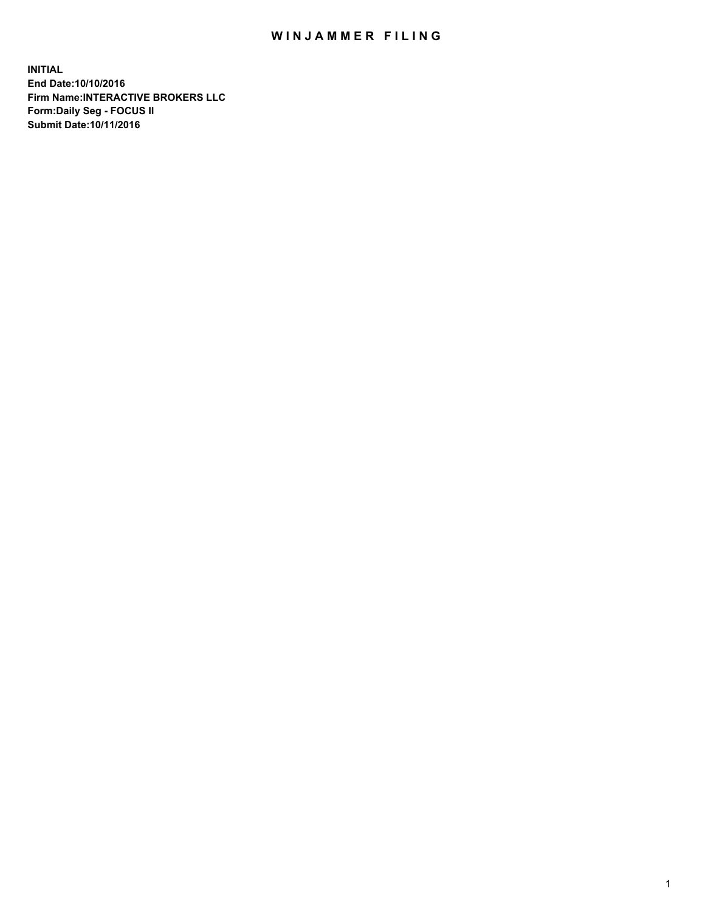# WINJAMMER FILING

**INITIAL**
**End Date:10/10/2016**
**Firm Name:INTERACTIVE BROKERS LLC**
**Form:Daily Seg - FOCUS II**
**Submit Date:10/11/2016**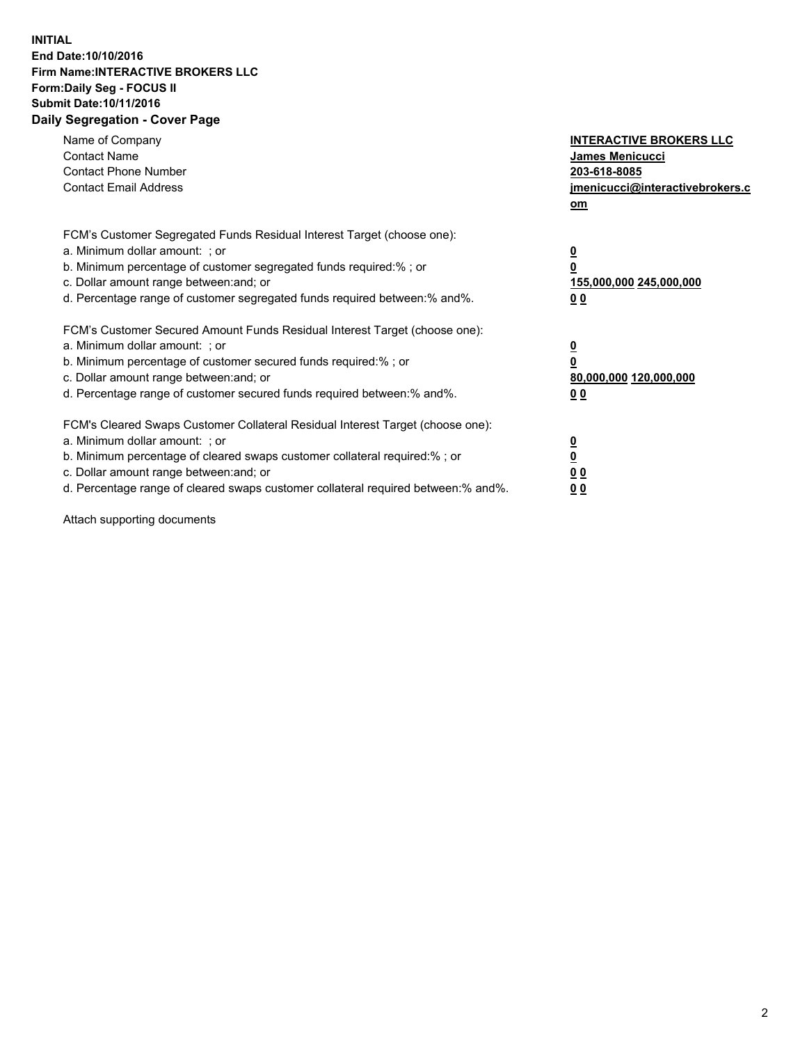**INITIAL**
**End Date:10/10/2016**
**Firm Name:INTERACTIVE BROKERS LLC**
**Form:Daily Seg - FOCUS II**
**Submit Date:10/11/2016**
**Daily Segregation - Cover Page**

| | |
|---|---|
| Name of Company | **INTERACTIVE BROKERS LLC** |
| Contact Name | **James Menicucci** |
| Contact Phone Number | **203-618-8085** |
| Contact Email Address | **jmenicucci@interactivebrokers.com** |

FCM's Customer Segregated Funds Residual Interest Target (choose one):

| | |
|---|---|
| a. Minimum dollar amount: ; or | **0** |
| b. Minimum percentage of customer segregated funds required:% ; or | **0** |
| c. Dollar amount range between:and; or | **155,000,000** **245,000,000** |
| d. Percentage range of customer segregated funds required between:% and%. | **0** **0** |

FCM's Customer Secured Amount Funds Residual Interest Target (choose one):

| | |
|---|---|
| a. Minimum dollar amount: ; or | **0** |
| b. Minimum percentage of customer secured funds required:% ; or | **0** |
| c. Dollar amount range between:and; or | **80,000,000** **120,000,000** |
| d. Percentage range of customer secured funds required between:% and%. | **0** **0** |

FCM's Cleared Swaps Customer Collateral Residual Interest Target (choose one):

| | |
|---|---|
| a. Minimum dollar amount: ; or | **0** |
| b. Minimum percentage of cleared swaps customer collateral required:% ; or | **0** |
| c. Dollar amount range between:and; or | **0** **0** |
| d. Percentage range of cleared swaps customer collateral required between:% and%. | **0** **0** |

Attach supporting documents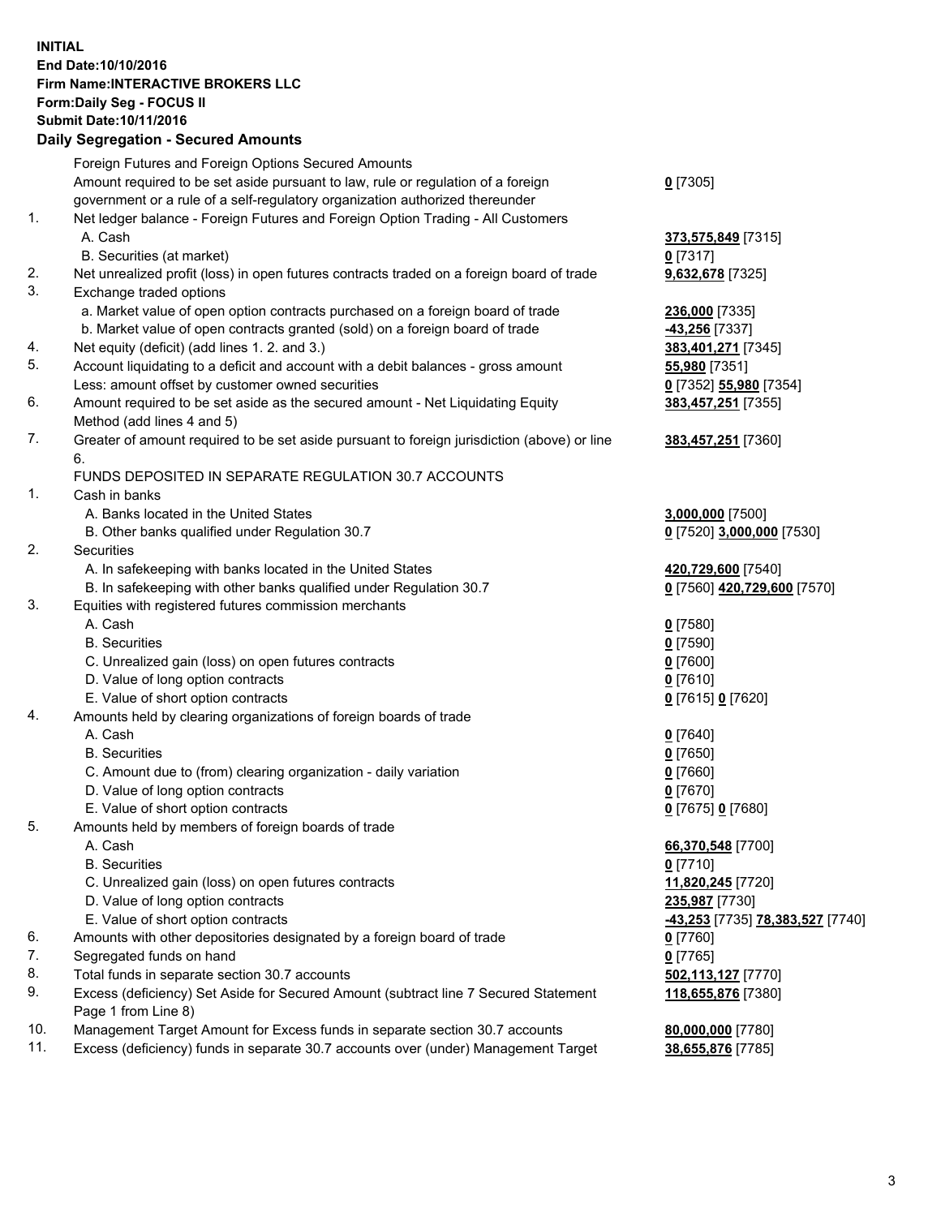**INITIAL**
**End Date:10/10/2016**
**Firm Name:INTERACTIVE BROKERS LLC**
**Form:Daily Seg - FOCUS II**
**Submit Date:10/11/2016**

## Daily Segregation - Secured Amounts

| | | |
|---|---|---|
| | Foreign Futures and Foreign Options Secured Amounts | |
| | Amount required to be set aside pursuant to law, rule or regulation of a foreign government or a rule of a self-regulatory organization authorized thereunder | **0** [7305] |
| 1. | Net ledger balance - Foreign Futures and Foreign Option Trading - All Customers | |
| | A. Cash | **373,575,849** [7315] |
| | B. Securities (at market) | **0** [7317] |
| 2. | Net unrealized profit (loss) in open futures contracts traded on a foreign board of trade | **9,632,678** [7325] |
| 3. | Exchange traded options | |
| | a. Market value of open option contracts purchased on a foreign board of trade | **236,000** [7335] |
| | b. Market value of open contracts granted (sold) on a foreign board of trade | **-43,256** [7337] |
| 4. | Net equity (deficit) (add lines 1. 2. and 3.) | **383,401,271** [7345] |
| 5. | Account liquidating to a deficit and account with a debit balances - gross amount | **55,980** [7351] |
| | Less: amount offset by customer owned securities | **0** [7352] **55,980** [7354] |
| 6. | Amount required to be set aside as the secured amount - Net Liquidating Equity Method (add lines 4 and 5) | **383,457,251** [7355] |
| 7. | Greater of amount required to be set aside pursuant to foreign jurisdiction (above) or line 6. | **383,457,251** [7360] |
| | FUNDS DEPOSITED IN SEPARATE REGULATION 30.7 ACCOUNTS | |
| 1. | Cash in banks | |
| | A. Banks located in the United States | **3,000,000** [7500] |
| | B. Other banks qualified under Regulation 30.7 | **0** [7520] **3,000,000** [7530] |
| 2. | Securities | |
| | A. In safekeeping with banks located in the United States | **420,729,600** [7540] |
| | B. In safekeeping with other banks qualified under Regulation 30.7 | **0** [7560] **420,729,600** [7570] |
| 3. | Equities with registered futures commission merchants | |
| | A. Cash | **0** [7580] |
| | B. Securities | **0** [7590] |
| | C. Unrealized gain (loss) on open futures contracts | **0** [7600] |
| | D. Value of long option contracts | **0** [7610] |
| | E. Value of short option contracts | **0** [7615] **0** [7620] |
| 4. | Amounts held by clearing organizations of foreign boards of trade | |
| | A. Cash | **0** [7640] |
| | B. Securities | **0** [7650] |
| | C. Amount due to (from) clearing organization - daily variation | **0** [7660] |
| | D. Value of long option contracts | **0** [7670] |
| | E. Value of short option contracts | **0** [7675] **0** [7680] |
| 5. | Amounts held by members of foreign boards of trade | |
| | A. Cash | **66,370,548** [7700] |
| | B. Securities | **0** [7710] |
| | C. Unrealized gain (loss) on open futures contracts | **11,820,245** [7720] |
| | D. Value of long option contracts | **235,987** [7730] |
| | E. Value of short option contracts | **-43,253** [7735] **78,383,527** [7740] |
| 6. | Amounts with other depositories designated by a foreign board of trade | **0** [7760] |
| 7. | Segregated funds on hand | **0** [7765] |
| 8. | Total funds in separate section 30.7 accounts | **502,113,127** [7770] |
| 9. | Excess (deficiency) Set Aside for Secured Amount (subtract line 7 Secured Statement Page 1 from Line 8) | **118,655,876** [7380] |
| 10. | Management Target Amount for Excess funds in separate section 30.7 accounts | **80,000,000** [7780] |
| 11. | Excess (deficiency) funds in separate 30.7 accounts over (under) Management Target | **38,655,876** [7785] |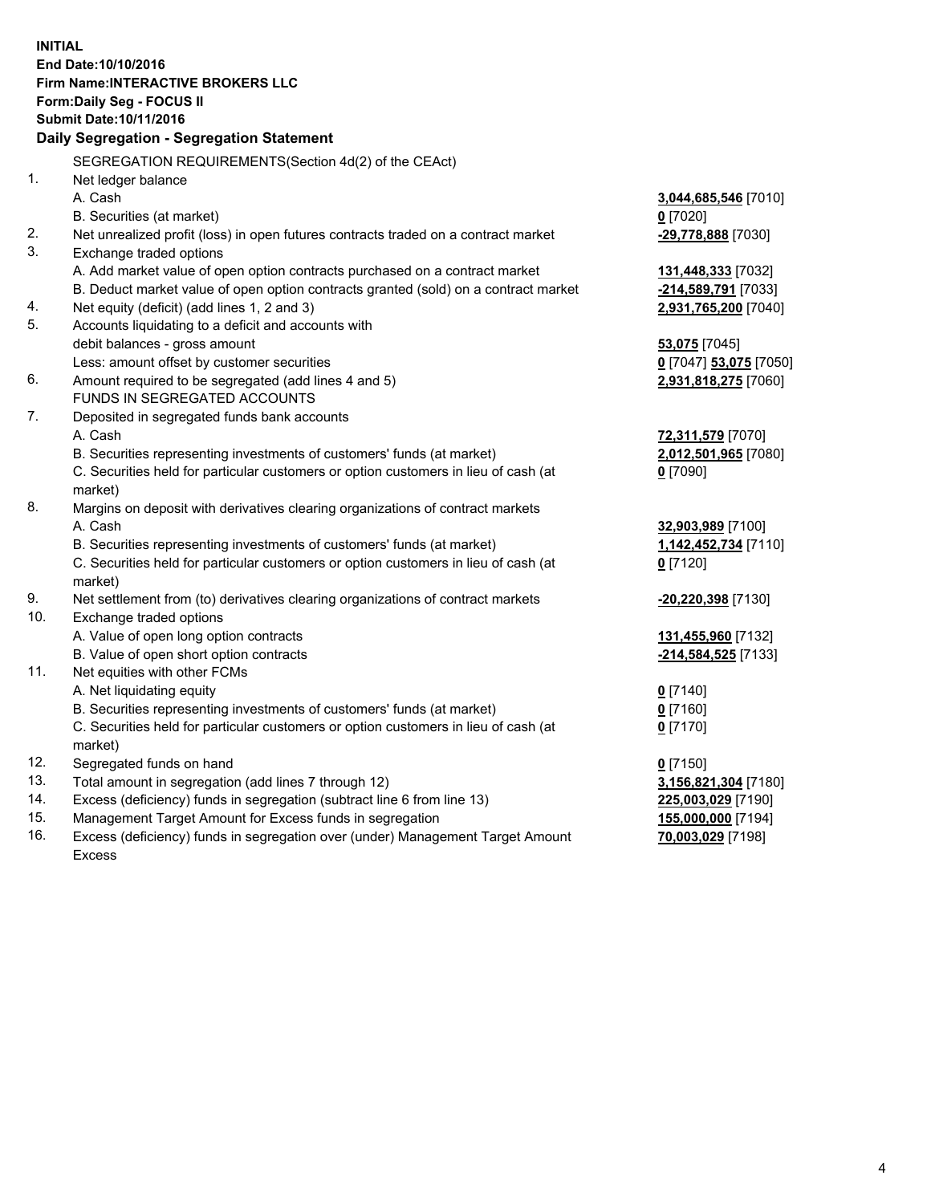**INITIAL**
**End Date:10/10/2016**
**Firm Name:INTERACTIVE BROKERS LLC**
**Form:Daily Seg - FOCUS II**
**Submit Date:10/11/2016**

**Daily Segregation - Segregation Statement**

SEGREGATION REQUIREMENTS(Section 4d(2) of the CEAct)

| | | |
|---|---|---|
| 1. | Net ledger balance | |
| | A. Cash | **3,044,685,546** [7010] |
| | B. Securities (at market) | **0** [7020] |
| 2. | Net unrealized profit (loss) in open futures contracts traded on a contract market | **-29,778,888** [7030] |
| 3. | Exchange traded options | |
| | A. Add market value of open option contracts purchased on a contract market | **131,448,333** [7032] |
| | B. Deduct market value of open option contracts granted (sold) on a contract market | **-214,589,791** [7033] |
| 4. | Net equity (deficit) (add lines 1, 2 and 3) | **2,931,765,200** [7040] |
| 5. | Accounts liquidating to a deficit and accounts with debit balances - gross amount | **53,075** [7045] |
| | Less: amount offset by customer securities | **0** [7047] **53,075** [7050] |
| 6. | Amount required to be segregated (add lines 4 and 5) | **2,931,818,275** [7060] |
| | FUNDS IN SEGREGATED ACCOUNTS | |
| 7. | Deposited in segregated funds bank accounts | |
| | A. Cash | **72,311,579** [7070] |
| | B. Securities representing investments of customers' funds (at market) | **2,012,501,965** [7080] |
| | C. Securities held for particular customers or option customers in lieu of cash (at market) | **0** [7090] |
| 8. | Margins on deposit with derivatives clearing organizations of contract markets | |
| | A. Cash | **32,903,989** [7100] |
| | B. Securities representing investments of customers' funds (at market) | **1,142,452,734** [7110] |
| | C. Securities held for particular customers or option customers in lieu of cash (at market) | **0** [7120] |
| 9. | Net settlement from (to) derivatives clearing organizations of contract markets | **-20,220,398** [7130] |
| 10. | Exchange traded options | |
| | A. Value of open long option contracts | **131,455,960** [7132] |
| | B. Value of open short option contracts | **-214,584,525** [7133] |
| 11. | Net equities with other FCMs | |
| | A. Net liquidating equity | **0** [7140] |
| | B. Securities representing investments of customers' funds (at market) | **0** [7160] |
| | C. Securities held for particular customers or option customers in lieu of cash (at market) | **0** [7170] |
| 12. | Segregated funds on hand | **0** [7150] |
| 13. | Total amount in segregation (add lines 7 through 12) | **3,156,821,304** [7180] |
| 14. | Excess (deficiency) funds in segregation (subtract line 6 from line 13) | **225,003,029** [7190] |
| 15. | Management Target Amount for Excess funds in segregation | **155,000,000** [7194] |
| 16. | Excess (deficiency) funds in segregation over (under) Management Target Amount Excess | **70,003,029** [7198] |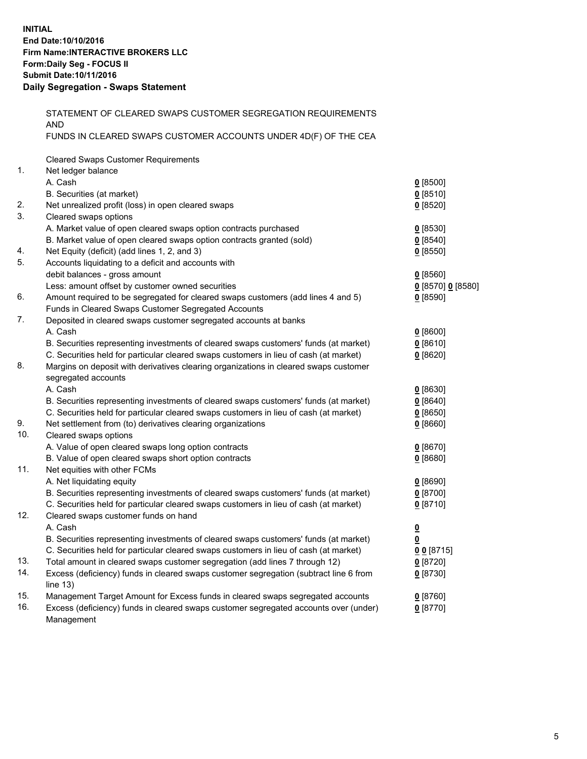**INITIAL**
**End Date:10/10/2016**
**Firm Name:INTERACTIVE BROKERS LLC**
**Form:Daily Seg - FOCUS II**
**Submit Date:10/11/2016**
**Daily Segregation - Swaps Statement**

STATEMENT OF CLEARED SWAPS CUSTOMER SEGREGATION REQUIREMENTS AND FUNDS IN CLEARED SWAPS CUSTOMER ACCOUNTS UNDER 4D(F) OF THE CEA

| | | |
|---|---|---|
| | Cleared Swaps Customer Requirements | |
| 1. | Net ledger balance | |
| | A. Cash | 0 [8500] |
| | B. Securities (at market) | 0 [8510] |
| 2. | Net unrealized profit (loss) in open cleared swaps | 0 [8520] |
| 3. | Cleared swaps options | |
| | A. Market value of open cleared swaps option contracts purchased | 0 [8530] |
| | B. Market value of open cleared swaps option contracts granted (sold) | 0 [8540] |
| 4. | Net Equity (deficit) (add lines 1, 2, and 3) | 0 [8550] |
| 5. | Accounts liquidating to a deficit and accounts with debit balances - gross amount | 0 [8560] |
| | Less: amount offset by customer owned securities | 0 [8570] 0 [8580] |
| 6. | Amount required to be segregated for cleared swaps customers (add lines 4 and 5) | 0 [8590] |
| | Funds in Cleared Swaps Customer Segregated Accounts | |
| 7. | Deposited in cleared swaps customer segregated accounts at banks | |
| | A. Cash | 0 [8600] |
| | B. Securities representing investments of cleared swaps customers' funds (at market) | 0 [8610] |
| | C. Securities held for particular cleared swaps customers in lieu of cash (at market) | 0 [8620] |
| 8. | Margins on deposit with derivatives clearing organizations in cleared swaps customer segregated accounts | |
| | A. Cash | 0 [8630] |
| | B. Securities representing investments of cleared swaps customers' funds (at market) | 0 [8640] |
| | C. Securities held for particular cleared swaps customers in lieu of cash (at market) | 0 [8650] |
| 9. | Net settlement from (to) derivatives clearing organizations | 0 [8660] |
| 10. | Cleared swaps options | |
| | A. Value of open cleared swaps long option contracts | 0 [8670] |
| | B. Value of open cleared swaps short option contracts | 0 [8680] |
| 11. | Net equities with other FCMs | |
| | A. Net liquidating equity | 0 [8690] |
| | B. Securities representing investments of cleared swaps customers' funds (at market) | 0 [8700] |
| | C. Securities held for particular cleared swaps customers in lieu of cash (at market) | 0 [8710] |
| 12. | Cleared swaps customer funds on hand | |
| | A. Cash | 0 |
| | B. Securities representing investments of cleared swaps customers' funds (at market) | 0 |
| | C. Securities held for particular cleared swaps customers in lieu of cash (at market) | 0 0 [8715] |
| 13. | Total amount in cleared swaps customer segregation (add lines 7 through 12) | 0 [8720] |
| 14. | Excess (deficiency) funds in cleared swaps customer segregation (subtract line 6 from line 13) | 0 [8730] |
| 15. | Management Target Amount for Excess funds in cleared swaps segregated accounts | 0 [8760] |
| 16. | Excess (deficiency) funds in cleared swaps customer segregated accounts over (under) Management | 0 [8770] |